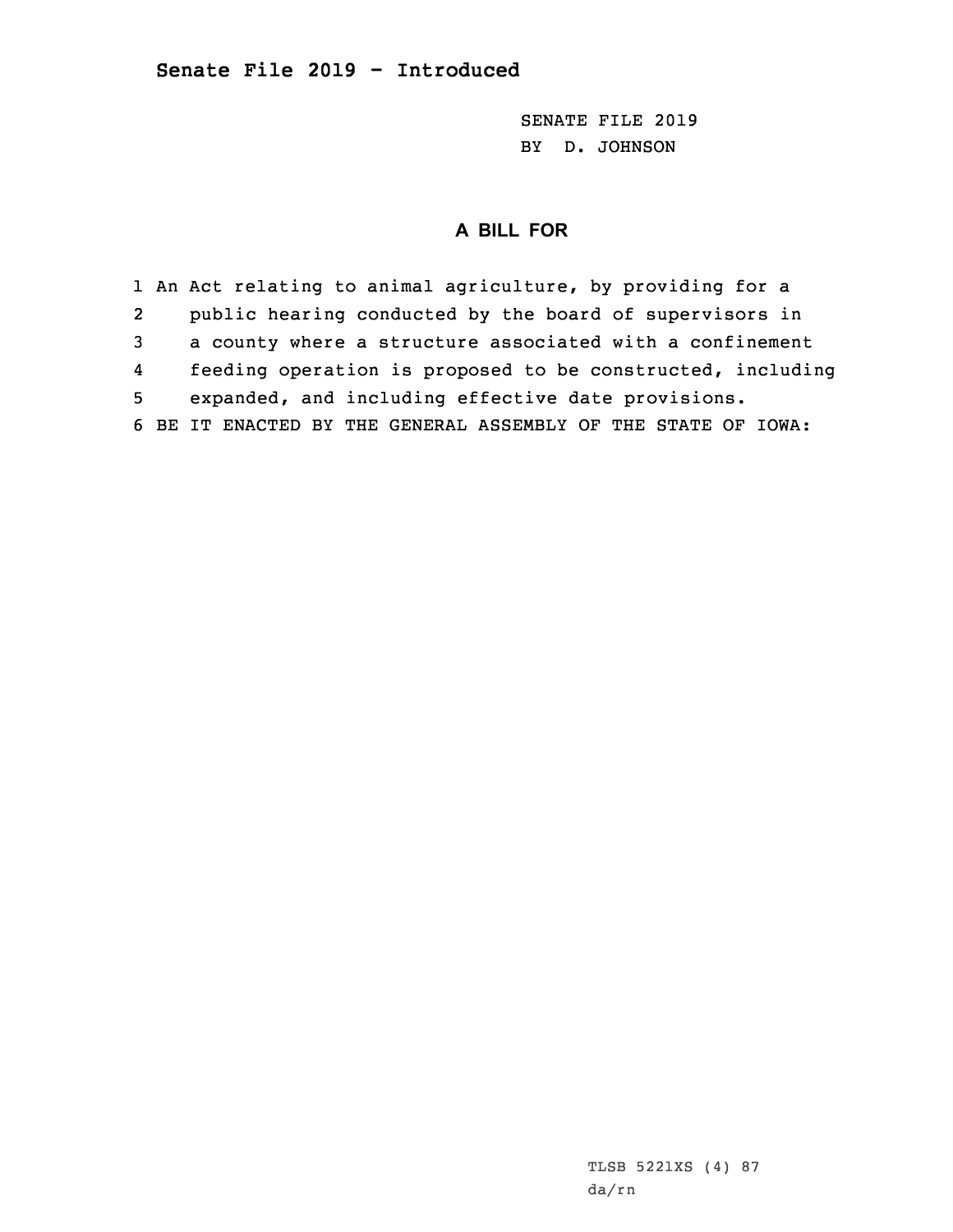**Senate File 2019 - Introduced**

SENATE FILE 2019
BY D. JOHNSON

## A BILL FOR

1 An Act relating to animal agriculture, by providing for a
2 public hearing conducted by the board of supervisors in
3 a county where a structure associated with a confinement
4 feeding operation is proposed to be constructed, including
5 expanded, and including effective date provisions.
6 BE IT ENACTED BY THE GENERAL ASSEMBLY OF THE STATE OF IOWA:

TLSB 5221XS (4) 87
da/rn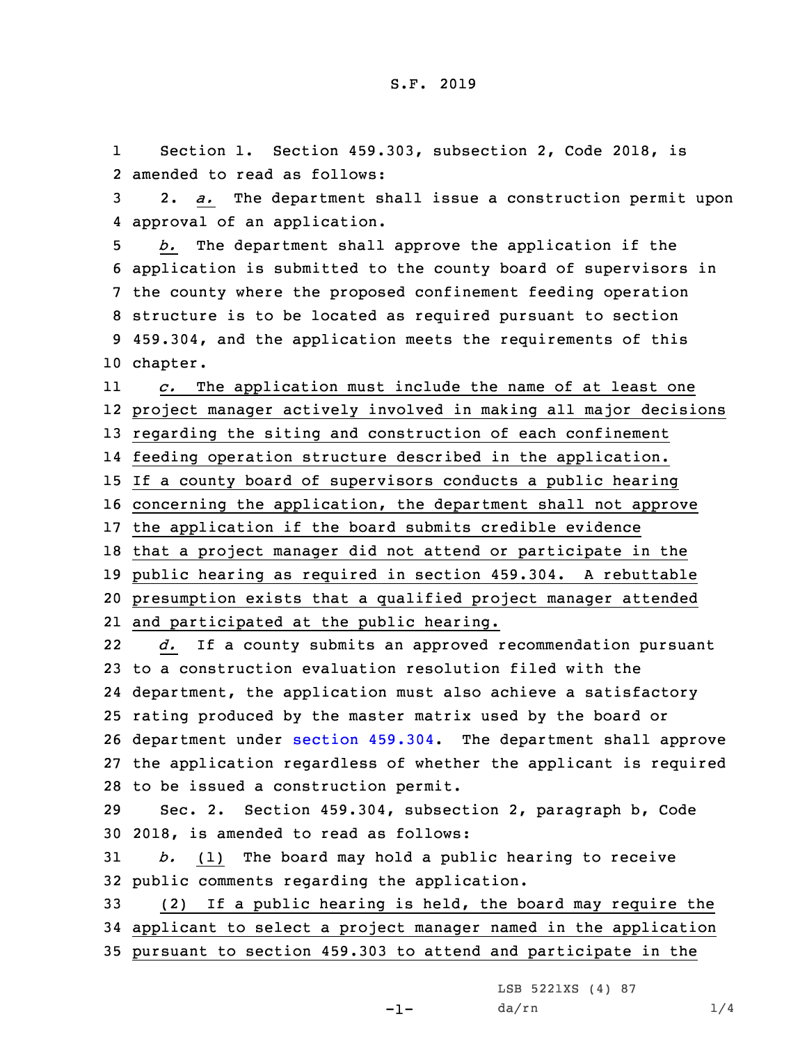S.F. 2019

Section 1. Section 459.303, subsection 2, Code 2018, is amended to read as follows:

2. *a.* The department shall issue a construction permit upon approval of an application.

*b.* The department shall approve the application if the application is submitted to the county board of supervisors in the county where the proposed confinement feeding operation structure is to be located as required pursuant to section 459.304, and the application meets the requirements of this chapter.

*c.* The application must include the name of at least one project manager actively involved in making all major decisions regarding the siting and construction of each confinement feeding operation structure described in the application. If a county board of supervisors conducts a public hearing concerning the application, the department shall not approve the application if the board submits credible evidence that a project manager did not attend or participate in the public hearing as required in section 459.304. A rebuttable presumption exists that a qualified project manager attended and participated at the public hearing.

*d.* If a county submits an approved recommendation pursuant to a construction evaluation resolution filed with the department, the application must also achieve a satisfactory rating produced by the master matrix used by the board or department under section 459.304. The department shall approve the application regardless of whether the applicant is required to be issued a construction permit.

Sec. 2. Section 459.304, subsection 2, paragraph b, Code 2018, is amended to read as follows:

*b.* (1) The board may hold a public hearing to receive public comments regarding the application.

(2) If a public hearing is held, the board may require the applicant to select a project manager named in the application pursuant to section 459.303 to attend and participate in the

LSB 5221XS (4) 87
da/rn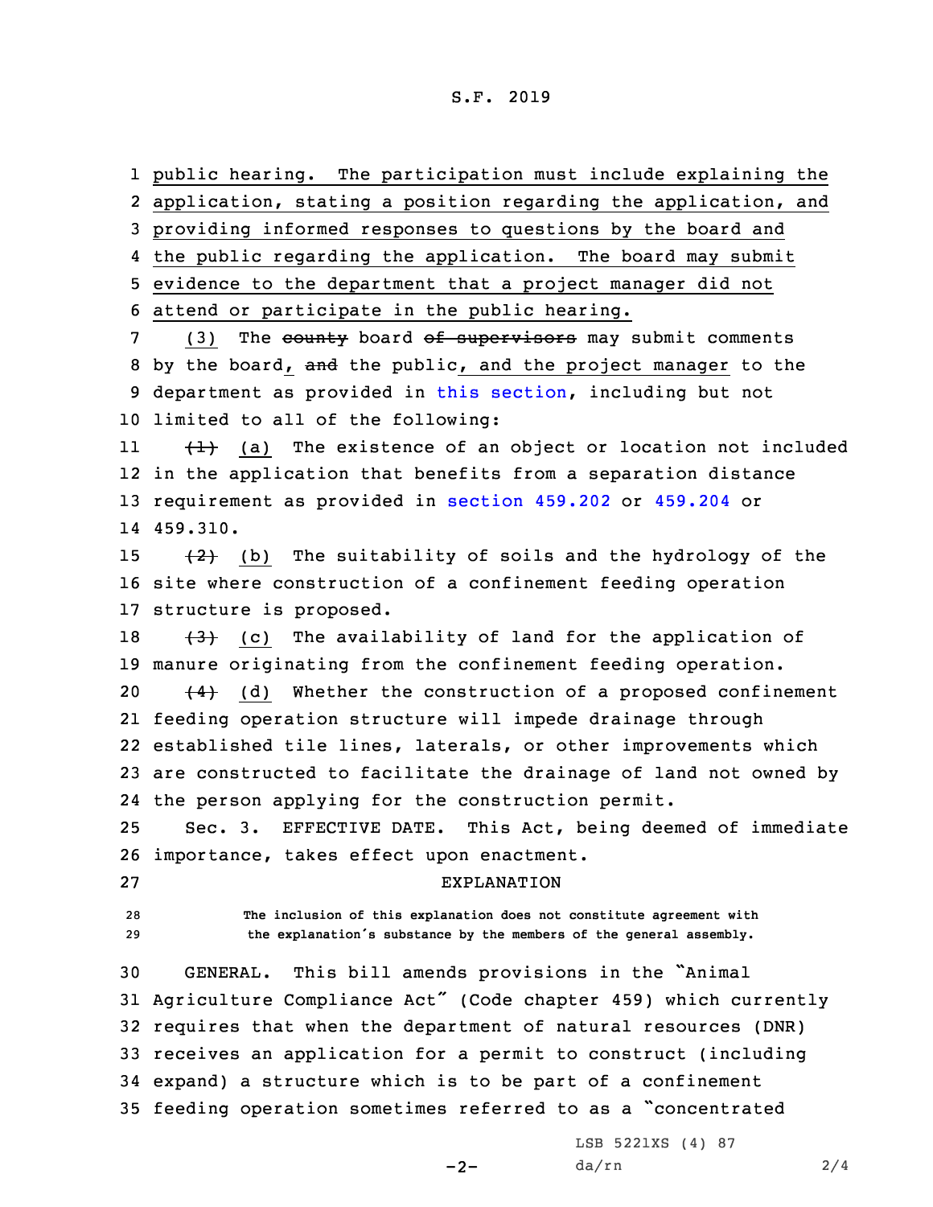public hearing. The participation must include explaining the application, stating a position regarding the application, and providing informed responses to questions by the board and the public regarding the application. The board may submit evidence to the department that a project manager did not attend or participate in the public hearing.

(3) The ~~county~~ board ~~of supervisors~~ may submit comments by the board, ~~and~~ the public, and the project manager to the department as provided in this section, including but not limited to all of the following:

~~(1)~~ (a) The existence of an object or location not included in the application that benefits from a separation distance requirement as provided in section 459.202 or 459.204 or 459.310.

~~(2)~~ (b) The suitability of soils and the hydrology of the site where construction of a confinement feeding operation structure is proposed.

~~(3)~~ (c) The availability of land for the application of manure originating from the confinement feeding operation.

~~(4)~~ (d) Whether the construction of a proposed confinement feeding operation structure will impede drainage through established tile lines, laterals, or other improvements which are constructed to facilitate the drainage of land not owned by the person applying for the construction permit.

Sec. 3. EFFECTIVE DATE. This Act, being deemed of immediate importance, takes effect upon enactment.

EXPLANATION

The inclusion of this explanation does not constitute agreement with the explanation's substance by the members of the general assembly.

GENERAL. This bill amends provisions in the "Animal Agriculture Compliance Act" (Code chapter 459) which currently requires that when the department of natural resources (DNR) receives an application for a permit to construct (including expand) a structure which is to be part of a confinement feeding operation sometimes referred to as a "concentrated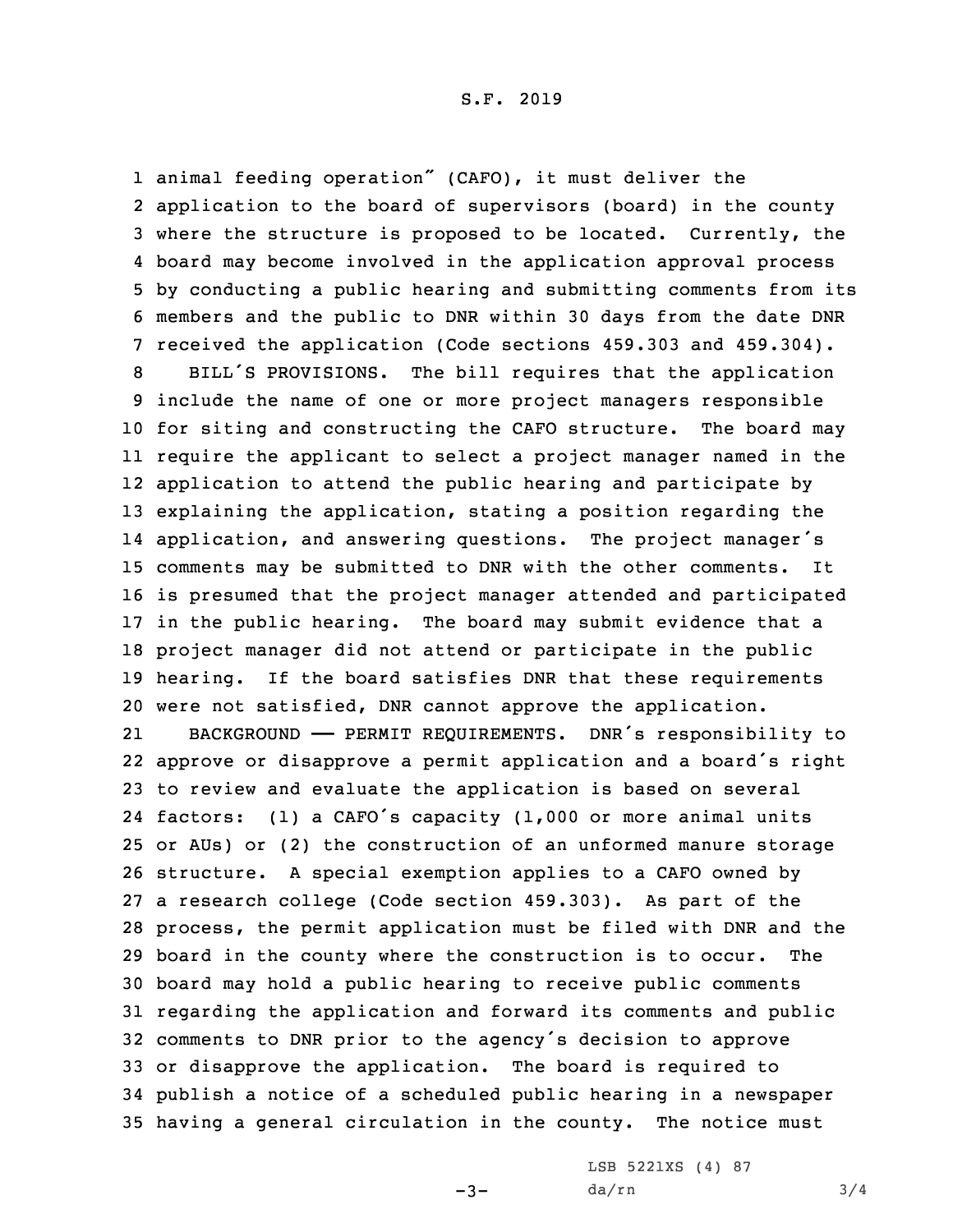animal feeding operation" (CAFO), it must deliver the application to the board of supervisors (board) in the county where the structure is proposed to be located. Currently, the board may become involved in the application approval process by conducting a public hearing and submitting comments from its members and the public to DNR within 30 days from the date DNR received the application (Code sections 459.303 and 459.304).

BILL'S PROVISIONS. The bill requires that the application include the name of one or more project managers responsible for siting and constructing the CAFO structure. The board may require the applicant to select a project manager named in the application to attend the public hearing and participate by explaining the application, stating a position regarding the application, and answering questions. The project manager's comments may be submitted to DNR with the other comments. It is presumed that the project manager attended and participated in the public hearing. The board may submit evidence that a project manager did not attend or participate in the public hearing. If the board satisfies DNR that these requirements were not satisfied, DNR cannot approve the application.

BACKGROUND —— PERMIT REQUIREMENTS. DNR's responsibility to approve or disapprove a permit application and a board's right to review and evaluate the application is based on several factors: (1) a CAFO's capacity (1,000 or more animal units or AUs) or (2) the construction of an unformed manure storage structure. A special exemption applies to a CAFO owned by a research college (Code section 459.303). As part of the process, the permit application must be filed with DNR and the board in the county where the construction is to occur. The board may hold a public hearing to receive public comments regarding the application and forward its comments and public comments to DNR prior to the agency's decision to approve or disapprove the application. The board is required to publish a notice of a scheduled public hearing in a newspaper having a general circulation in the county. The notice must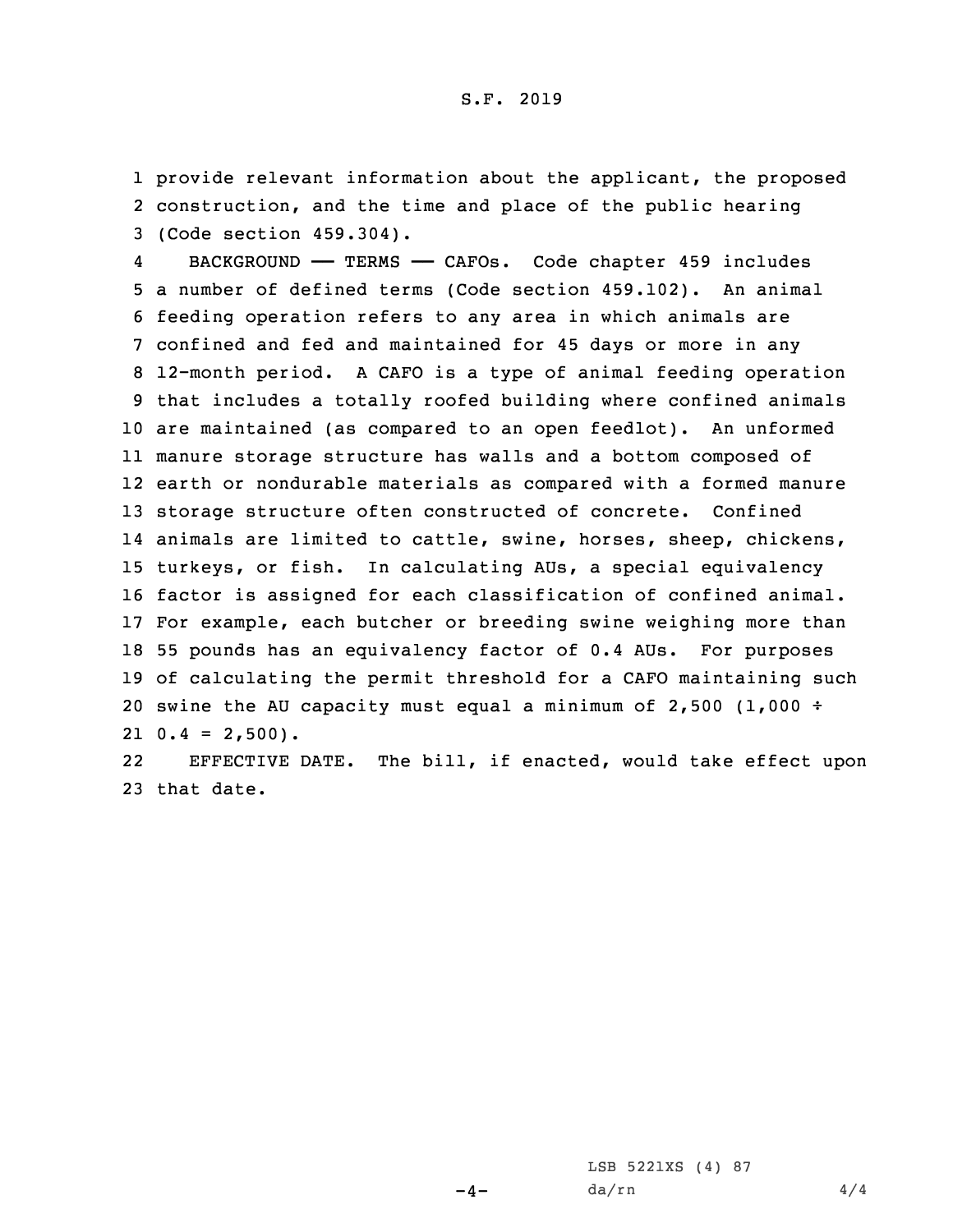provide relevant information about the applicant, the proposed construction, and the time and place of the public hearing (Code section 459.304).

BACKGROUND —— TERMS —— CAFOs. Code chapter 459 includes a number of defined terms (Code section 459.102). An animal feeding operation refers to any area in which animals are confined and fed and maintained for 45 days or more in any 12-month period. A CAFO is a type of animal feeding operation that includes a totally roofed building where confined animals are maintained (as compared to an open feedlot). An unformed manure storage structure has walls and a bottom composed of earth or nondurable materials as compared with a formed manure storage structure often constructed of concrete. Confined animals are limited to cattle, swine, horses, sheep, chickens, turkeys, or fish. In calculating AUs, a special equivalency factor is assigned for each classification of confined animal. For example, each butcher or breeding swine weighing more than 55 pounds has an equivalency factor of 0.4 AUs. For purposes of calculating the permit threshold for a CAFO maintaining such swine the AU capacity must equal a minimum of 2,500 (1,000 ÷ 0.4 = 2,500).

EFFECTIVE DATE. The bill, if enacted, would take effect upon that date.

LSB 5221XS (4) 87
da/rn